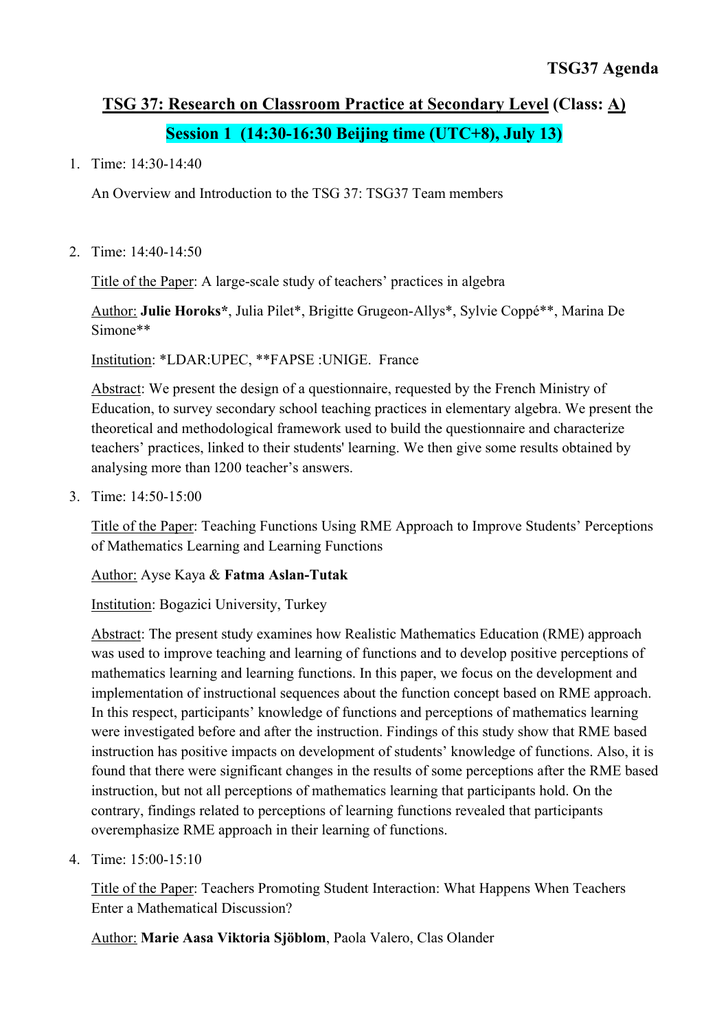**TSG37 Agenda**

# TSG 37: Research on Classroom Practice at Secondary Level (Class: A)

## Session 1 (14:30-16:30 Beijing time (UTC+8), July 13)

1. Time: 14:30-14:40

   An Overview and Introduction to the TSG 37: TSG37 Team members

2. Time: 14:40-14:50

   Title of the Paper: A large-scale study of teachers' practices in algebra

   Author: **Julie Horoks***, Julia Pilet*, Brigitte Grugeon-Allys*, Sylvie Coppé**, Marina De Simone**

   Institution: *LDAR:UPEC, **FAPSE :UNIGE. France

   Abstract: We present the design of a questionnaire, requested by the French Ministry of Education, to survey secondary school teaching practices in elementary algebra. We present the theoretical and methodological framework used to build the questionnaire and characterize teachers' practices, linked to their students' learning. We then give some results obtained by analysing more than l200 teacher's answers.

3. Time: 14:50-15:00

   Title of the Paper: Teaching Functions Using RME Approach to Improve Students' Perceptions of Mathematics Learning and Learning Functions

   Author: Ayse Kaya & **Fatma Aslan-Tutak**

   Institution: Bogazici University, Turkey

   Abstract: The present study examines how Realistic Mathematics Education (RME) approach was used to improve teaching and learning of functions and to develop positive perceptions of mathematics learning and learning functions. In this paper, we focus on the development and implementation of instructional sequences about the function concept based on RME approach. In this respect, participants' knowledge of functions and perceptions of mathematics learning were investigated before and after the instruction. Findings of this study show that RME based instruction has positive impacts on development of students' knowledge of functions. Also, it is found that there were significant changes in the results of some perceptions after the RME based instruction, but not all perceptions of mathematics learning that participants hold. On the contrary, findings related to perceptions of learning functions revealed that participants overemphasize RME approach in their learning of functions.

4. Time: 15:00-15:10

   Title of the Paper: Teachers Promoting Student Interaction: What Happens When Teachers Enter a Mathematical Discussion?

   Author: **Marie Aasa Viktoria Sjöblom**, Paola Valero, Clas Olander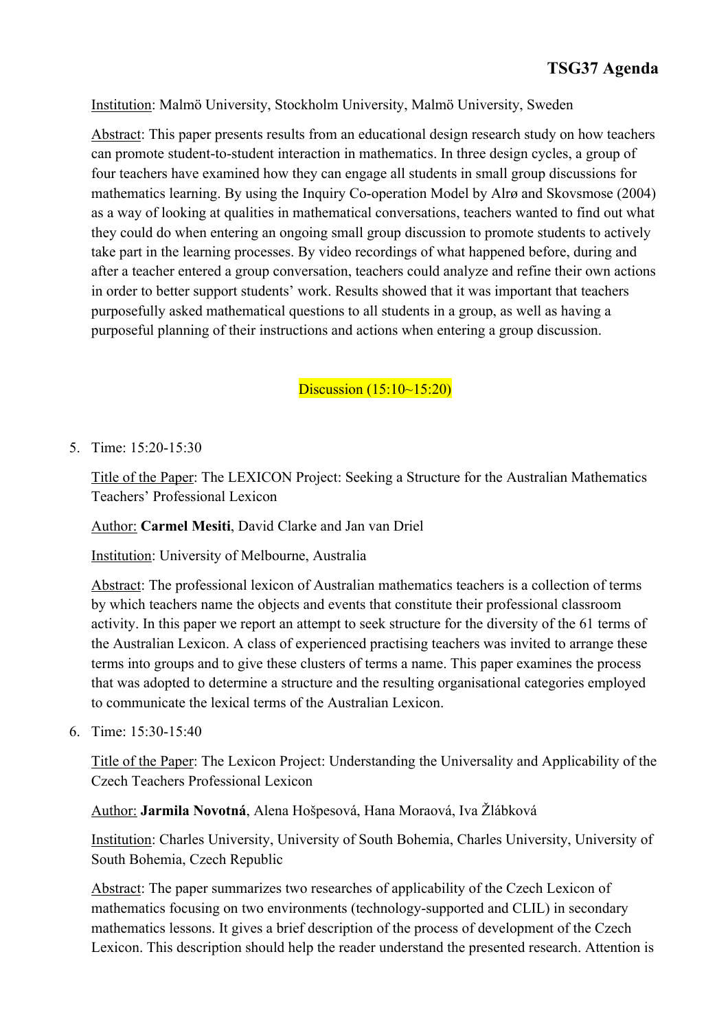Institution: Malmö University, Stockholm University, Malmö University, Sweden

Abstract: This paper presents results from an educational design research study on how teachers can promote student-to-student interaction in mathematics. In three design cycles, a group of four teachers have examined how they can engage all students in small group discussions for mathematics learning. By using the Inquiry Co-operation Model by Alrø and Skovsmose (2004) as a way of looking at qualities in mathematical conversations, teachers wanted to find out what they could do when entering an ongoing small group discussion to promote students to actively take part in the learning processes. By video recordings of what happened before, during and after a teacher entered a group conversation, teachers could analyze and refine their own actions in order to better support students' work. Results showed that it was important that teachers purposefully asked mathematical questions to all students in a group, as well as having a purposeful planning of their instructions and actions when entering a group discussion.

Discussion (15:10~15:20)

5. Time: 15:20-15:30

   Title of the Paper: The LEXICON Project: Seeking a Structure for the Australian Mathematics Teachers' Professional Lexicon

   Author: **Carmel Mesiti**, David Clarke and Jan van Driel

   Institution: University of Melbourne, Australia

   Abstract: The professional lexicon of Australian mathematics teachers is a collection of terms by which teachers name the objects and events that constitute their professional classroom activity. In this paper we report an attempt to seek structure for the diversity of the 61 terms of the Australian Lexicon. A class of experienced practising teachers was invited to arrange these terms into groups and to give these clusters of terms a name. This paper examines the process that was adopted to determine a structure and the resulting organisational categories employed to communicate the lexical terms of the Australian Lexicon.

6. Time: 15:30-15:40

   Title of the Paper: The Lexicon Project: Understanding the Universality and Applicability of the Czech Teachers Professional Lexicon

   Author: **Jarmila Novotná**, Alena Hošpesová, Hana Moraová, Iva Žlábková

   Institution: Charles University, University of South Bohemia, Charles University, University of South Bohemia, Czech Republic

   Abstract: The paper summarizes two researches of applicability of the Czech Lexicon of mathematics focusing on two environments (technology-supported and CLIL) in secondary mathematics lessons. It gives a brief description of the process of development of the Czech Lexicon. This description should help the reader understand the presented research. Attention is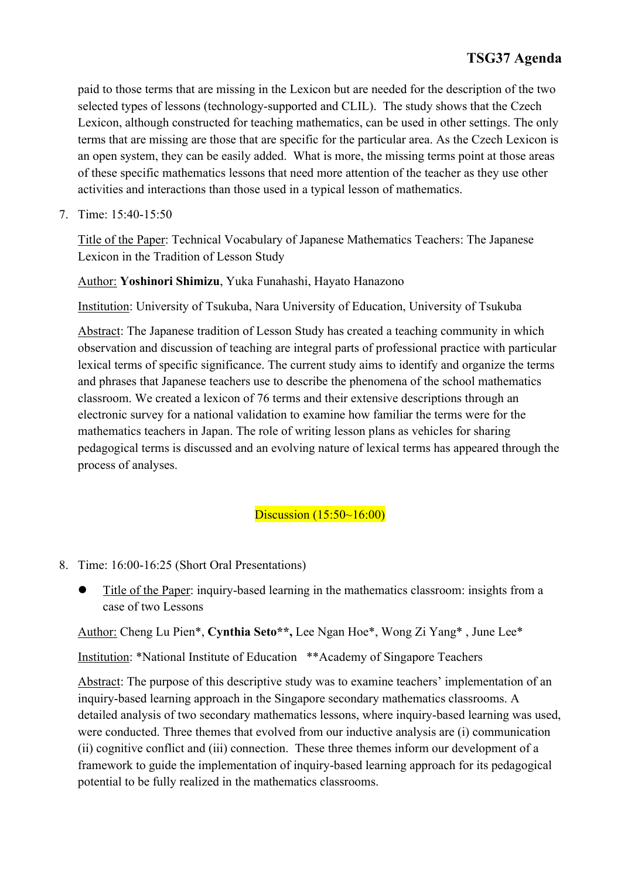paid to those terms that are missing in the Lexicon but are needed for the description of the two selected types of lessons (technology-supported and CLIL). The study shows that the Czech Lexicon, although constructed for teaching mathematics, can be used in other settings. The only terms that are missing are those that are specific for the particular area. As the Czech Lexicon is an open system, they can be easily added. What is more, the missing terms point at those areas of these specific mathematics lessons that need more attention of the teacher as they use other activities and interactions than those used in a typical lesson of mathematics.

7. Time: 15:40-15:50

   Title of the Paper: Technical Vocabulary of Japanese Mathematics Teachers: The Japanese Lexicon in the Tradition of Lesson Study

   Author: **Yoshinori Shimizu**, Yuka Funahashi, Hayato Hanazono

   Institution: University of Tsukuba, Nara University of Education, University of Tsukuba

   Abstract: The Japanese tradition of Lesson Study has created a teaching community in which observation and discussion of teaching are integral parts of professional practice with particular lexical terms of specific significance. The current study aims to identify and organize the terms and phrases that Japanese teachers use to describe the phenomena of the school mathematics classroom. We created a lexicon of 76 terms and their extensive descriptions through an electronic survey for a national validation to examine how familiar the terms were for the mathematics teachers in Japan. The role of writing lesson plans as vehicles for sharing pedagogical terms is discussed and an evolving nature of lexical terms has appeared through the process of analyses.

Discussion (15:50~16:00)

8. Time: 16:00-16:25 (Short Oral Presentations)

   - Title of the Paper: inquiry-based learning in the mathematics classroom: insights from a case of two Lessons

   Author: Cheng Lu Pien*, **Cynthia Seto\*\*,** Lee Ngan Hoe*, Wong Zi Yang* , June Lee*

   Institution: *National Institute of Education **Academy of Singapore Teachers

   Abstract: The purpose of this descriptive study was to examine teachers' implementation of an inquiry-based learning approach in the Singapore secondary mathematics classrooms. A detailed analysis of two secondary mathematics lessons, where inquiry-based learning was used, were conducted. Three themes that evolved from our inductive analysis are (i) communication (ii) cognitive conflict and (iii) connection. These three themes inform our development of a framework to guide the implementation of inquiry-based learning approach for its pedagogical potential to be fully realized in the mathematics classrooms.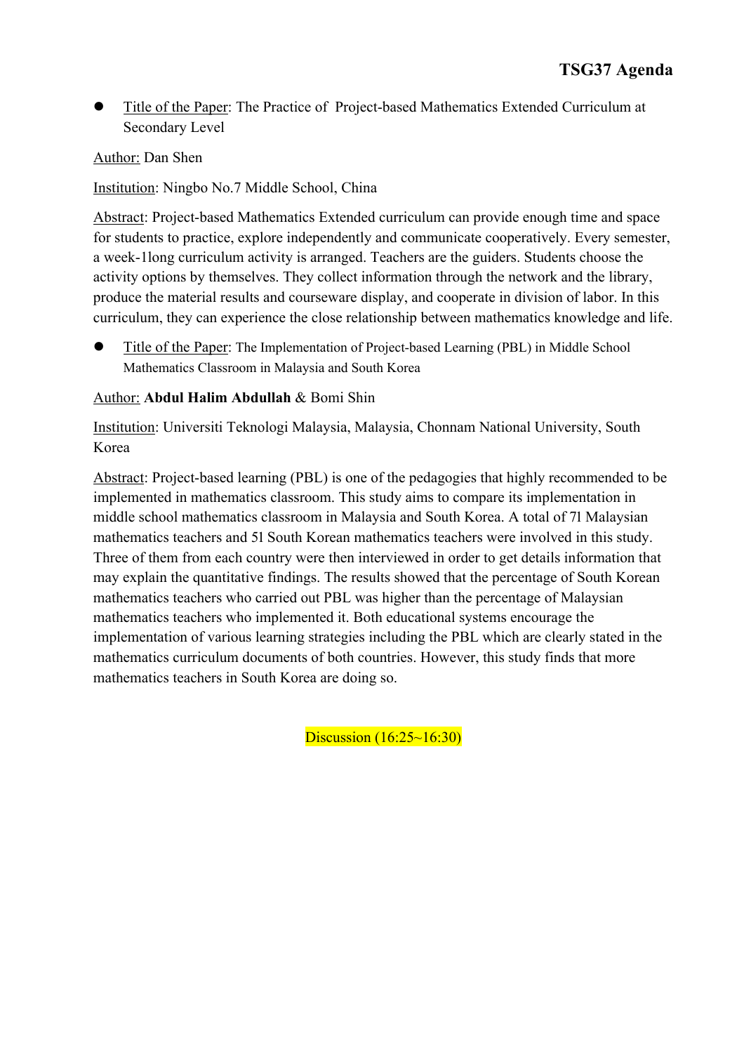- Title of the Paper: The Practice of  Project-based Mathematics Extended Curriculum at Secondary Level

Author: Dan Shen

Institution: Ningbo No.7 Middle School, China

Abstract: Project-based Mathematics Extended curriculum can provide enough time and space for students to practice, explore independently and communicate cooperatively. Every semester, a week-1long curriculum activity is arranged. Teachers are the guiders. Students choose the activity options by themselves. They collect information through the network and the library, produce the material results and courseware display, and cooperate in division of labor. In this curriculum, they can experience the close relationship between mathematics knowledge and life.

- Title of the Paper: The Implementation of Project-based Learning (PBL) in Middle School Mathematics Classroom in Malaysia and South Korea

Author: **Abdul Halim Abdullah** & Bomi Shin

Institution: Universiti Teknologi Malaysia, Malaysia, Chonnam National University, South Korea

Abstract: Project-based learning (PBL) is one of the pedagogies that highly recommended to be implemented in mathematics classroom. This study aims to compare its implementation in middle school mathematics classroom in Malaysia and South Korea. A total of 71 Malaysian mathematics teachers and 51 South Korean mathematics teachers were involved in this study. Three of them from each country were then interviewed in order to get details information that may explain the quantitative findings. The results showed that the percentage of South Korean mathematics teachers who carried out PBL was higher than the percentage of Malaysian mathematics teachers who implemented it. Both educational systems encourage the implementation of various learning strategies including the PBL which are clearly stated in the mathematics curriculum documents of both countries. However, this study finds that more mathematics teachers in South Korea are doing so.

Discussion (16:25~16:30)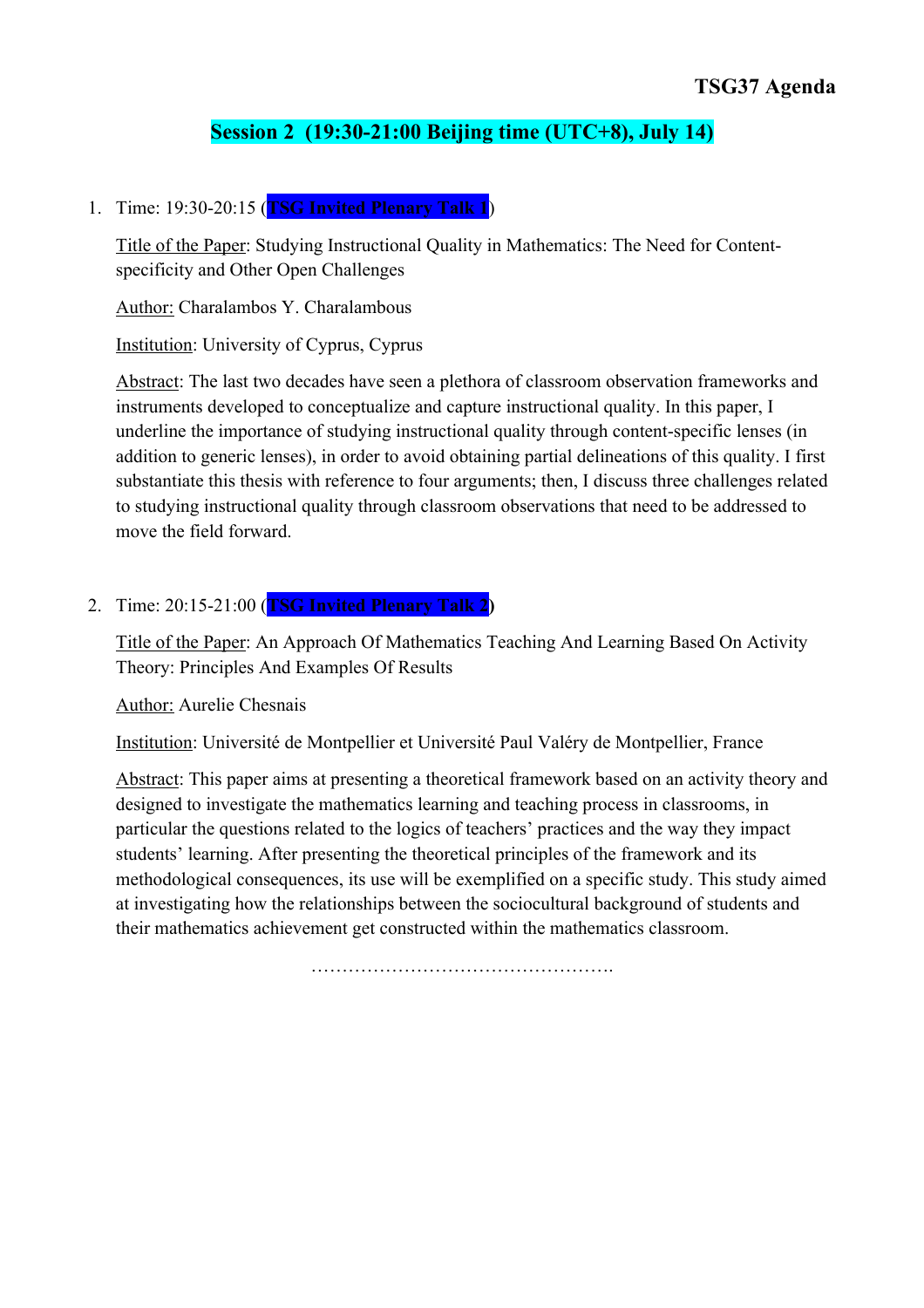# TSG37 Agenda

## Session 2 (19:30-21:00 Beijing time (UTC+8), July 14)

1. Time: 19:30-20:15 (**TSG Invited Plenary Talk 1**)

   Title of the Paper: Studying Instructional Quality in Mathematics: The Need for Content-specificity and Other Open Challenges

   Author: Charalambos Y. Charalambous

   Institution: University of Cyprus, Cyprus

   Abstract: The last two decades have seen a plethora of classroom observation frameworks and instruments developed to conceptualize and capture instructional quality. In this paper, I underline the importance of studying instructional quality through content-specific lenses (in addition to generic lenses), in order to avoid obtaining partial delineations of this quality. I first substantiate this thesis with reference to four arguments; then, I discuss three challenges related to studying instructional quality through classroom observations that need to be addressed to move the field forward.

2. Time: 20:15-21:00 (**TSG Invited Plenary Talk 2**)

   Title of the Paper: An Approach Of Mathematics Teaching And Learning Based On Activity Theory: Principles And Examples Of Results

   Author: Aurelie Chesnais

   Institution: Université de Montpellier et Université Paul Valéry de Montpellier, France

   Abstract: This paper aims at presenting a theoretical framework based on an activity theory and designed to investigate the mathematics learning and teaching process in classrooms, in particular the questions related to the logics of teachers' practices and the way they impact students' learning. After presenting the theoretical principles of the framework and its methodological consequences, its use will be exemplified on a specific study. This study aimed at investigating how the relationships between the sociocultural background of students and their mathematics achievement get constructed within the mathematics classroom.

…………………………………………..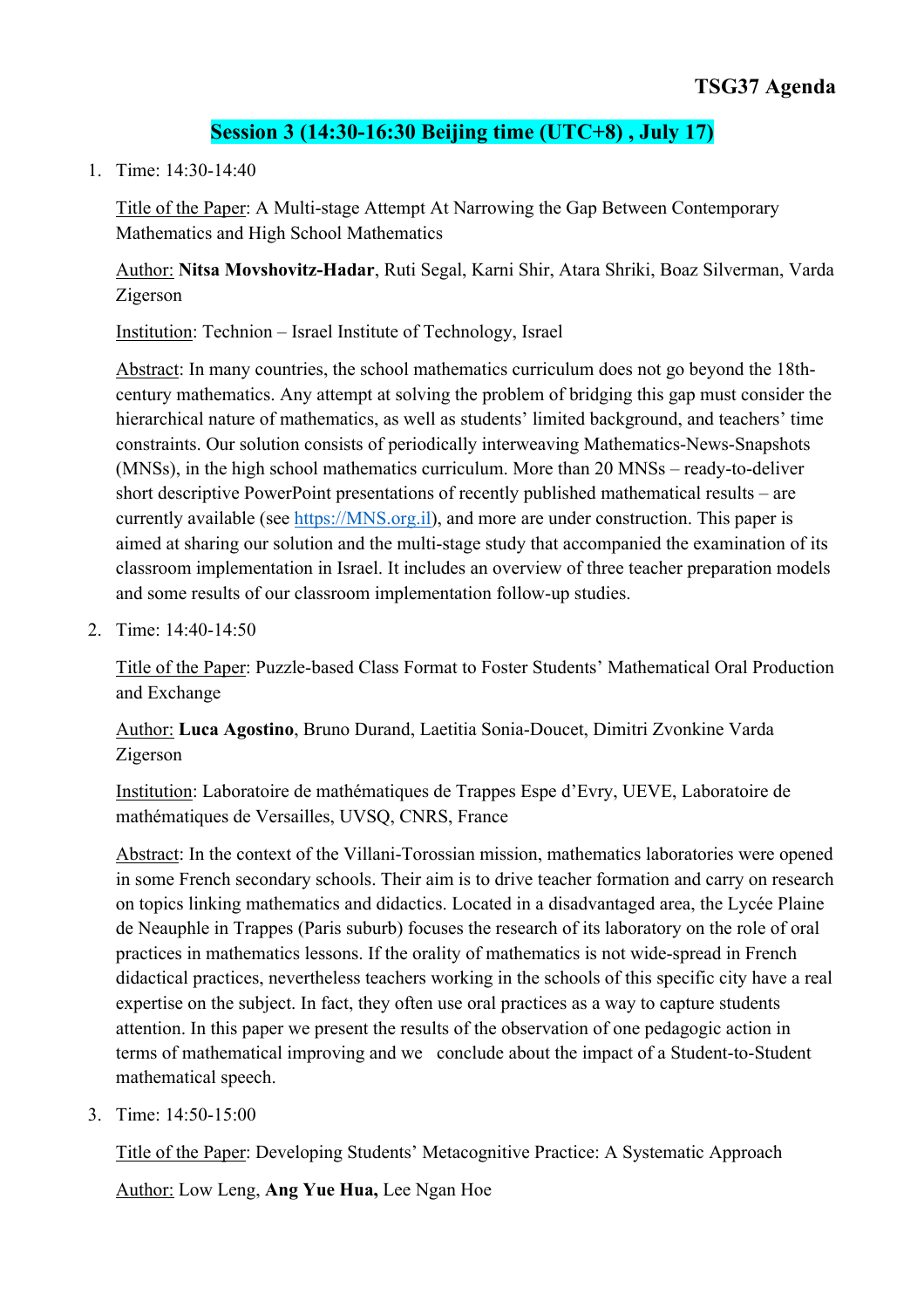# TSG37 Agenda

## Session 3 (14:30-16:30 Beijing time (UTC+8) , July 17)

1. Time: 14:30-14:40

   Title of the Paper: A Multi-stage Attempt At Narrowing the Gap Between Contemporary Mathematics and High School Mathematics

   Author: **Nitsa Movshovitz-Hadar**, Ruti Segal, Karni Shir, Atara Shriki, Boaz Silverman, Varda Zigerson

   Institution: Technion – Israel Institute of Technology, Israel

   Abstract: In many countries, the school mathematics curriculum does not go beyond the 18th-century mathematics. Any attempt at solving the problem of bridging this gap must consider the hierarchical nature of mathematics, as well as students' limited background, and teachers' time constraints. Our solution consists of periodically interweaving Mathematics-News-Snapshots (MNSs), in the high school mathematics curriculum. More than 20 MNSs – ready-to-deliver short descriptive PowerPoint presentations of recently published mathematical results – are currently available (see https://MNS.org.il), and more are under construction. This paper is aimed at sharing our solution and the multi-stage study that accompanied the examination of its classroom implementation in Israel. It includes an overview of three teacher preparation models and some results of our classroom implementation follow-up studies.

2. Time: 14:40-14:50

   Title of the Paper: Puzzle-based Class Format to Foster Students' Mathematical Oral Production and Exchange

   Author: **Luca Agostino**, Bruno Durand, Laetitia Sonia-Doucet, Dimitri Zvonkine Varda Zigerson

   Institution: Laboratoire de mathématiques de Trappes Espe d'Evry, UEVE, Laboratoire de mathématiques de Versailles, UVSQ, CNRS, France

   Abstract: In the context of the Villani-Torossian mission, mathematics laboratories were opened in some French secondary schools. Their aim is to drive teacher formation and carry on research on topics linking mathematics and didactics. Located in a disadvantaged area, the Lycée Plaine de Neauphle in Trappes (Paris suburb) focuses the research of its laboratory on the role of oral practices in mathematics lessons. If the orality of mathematics is not wide-spread in French didactical practices, nevertheless teachers working in the schools of this specific city have a real expertise on the subject. In fact, they often use oral practices as a way to capture students attention. In this paper we present the results of the observation of one pedagogic action in terms of mathematical improving and we conclude about the impact of a Student-to-Student mathematical speech.

3. Time: 14:50-15:00

   Title of the Paper: Developing Students' Metacognitive Practice: A Systematic Approach

   Author: Low Leng, **Ang Yue Hua,** Lee Ngan Hoe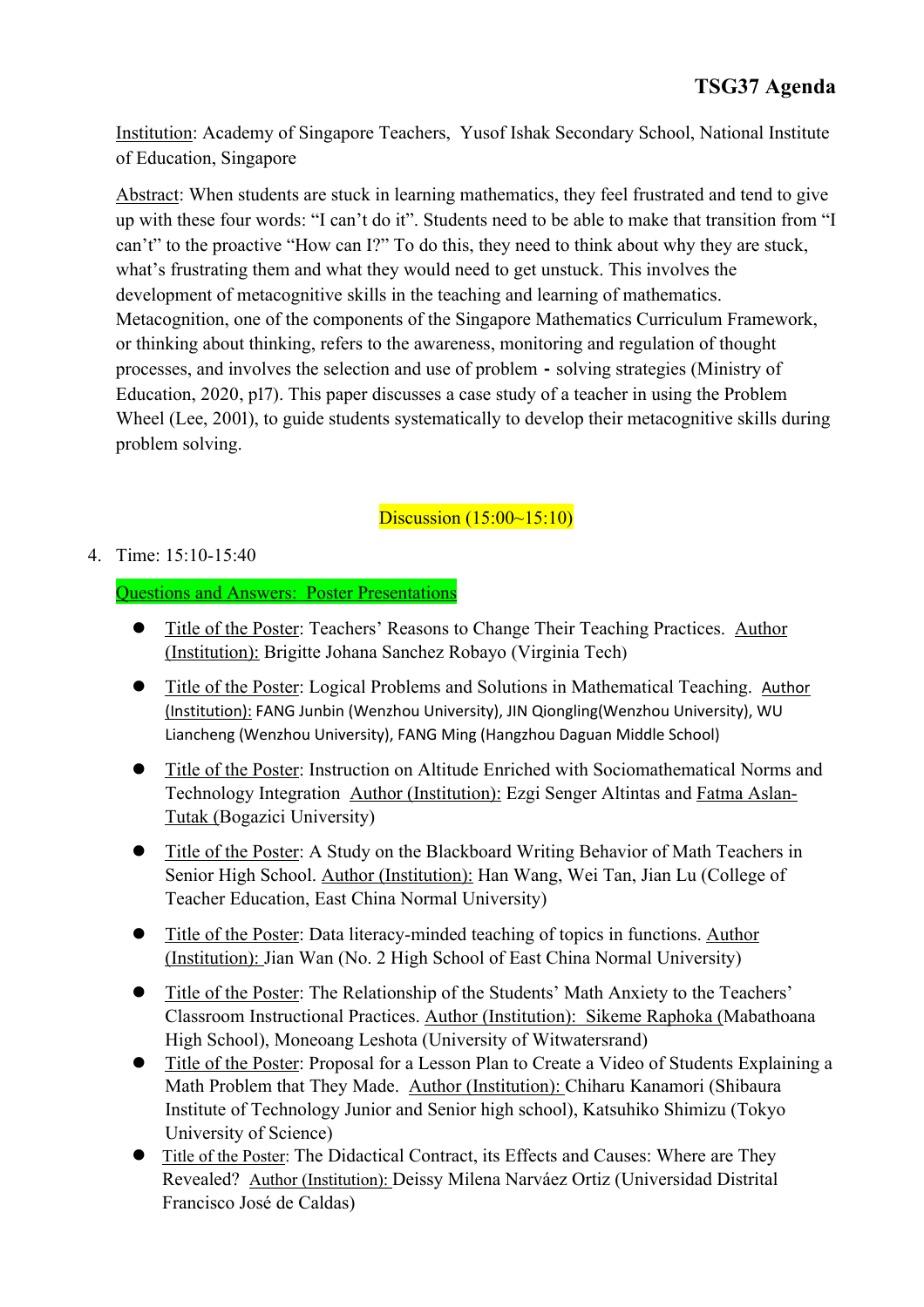Institution: Academy of Singapore Teachers, Yusof Ishak Secondary School, National Institute of Education, Singapore

Abstract: When students are stuck in learning mathematics, they feel frustrated and tend to give up with these four words: "I can't do it". Students need to be able to make that transition from "I can't" to the proactive "How can I?" To do this, they need to think about why they are stuck, what's frustrating them and what they would need to get unstuck. This involves the development of metacognitive skills in the teaching and learning of mathematics. Metacognition, one of the components of the Singapore Mathematics Curriculum Framework, or thinking about thinking, refers to the awareness, monitoring and regulation of thought processes, and involves the selection and use of problem - solving strategies (Ministry of Education, 2020, p17). This paper discusses a case study of a teacher in using the Problem Wheel (Lee, 2001), to guide students systematically to develop their metacognitive skills during problem solving.

Discussion (15:00~15:10)

4. Time: 15:10-15:40

Questions and Answers: Poster Presentations

- Title of the Poster: Teachers' Reasons to Change Their Teaching Practices. Author (Institution): Brigitte Johana Sanchez Robayo (Virginia Tech)
- Title of the Poster: Logical Problems and Solutions in Mathematical Teaching. Author (Institution): FANG Junbin (Wenzhou University), JIN Qiongling(Wenzhou University), WU Liancheng (Wenzhou University), FANG Ming (Hangzhou Daguan Middle School)
- Title of the Poster: Instruction on Altitude Enriched with Sociomathematical Norms and Technology Integration Author (Institution): Ezgi Senger Altintas and Fatma Aslan-Tutak (Bogazici University)
- Title of the Poster: A Study on the Blackboard Writing Behavior of Math Teachers in Senior High School. Author (Institution): Han Wang, Wei Tan, Jian Lu (College of Teacher Education, East China Normal University)
- Title of the Poster: Data literacy-minded teaching of topics in functions. Author (Institution): Jian Wan (No. 2 High School of East China Normal University)
- Title of the Poster: The Relationship of the Students' Math Anxiety to the Teachers' Classroom Instructional Practices. Author (Institution): Sikeme Raphoka (Mabathoana High School), Moneoang Leshota (University of Witwatersrand)
- Title of the Poster: Proposal for a Lesson Plan to Create a Video of Students Explaining a Math Problem that They Made. Author (Institution): Chiharu Kanamori (Shibaura Institute of Technology Junior and Senior high school), Katsuhiko Shimizu (Tokyo University of Science)
- Title of the Poster: The Didactical Contract, its Effects and Causes: Where are They Revealed? Author (Institution): Deissy Milena Narváez Ortiz (Universidad Distrital Francisco José de Caldas)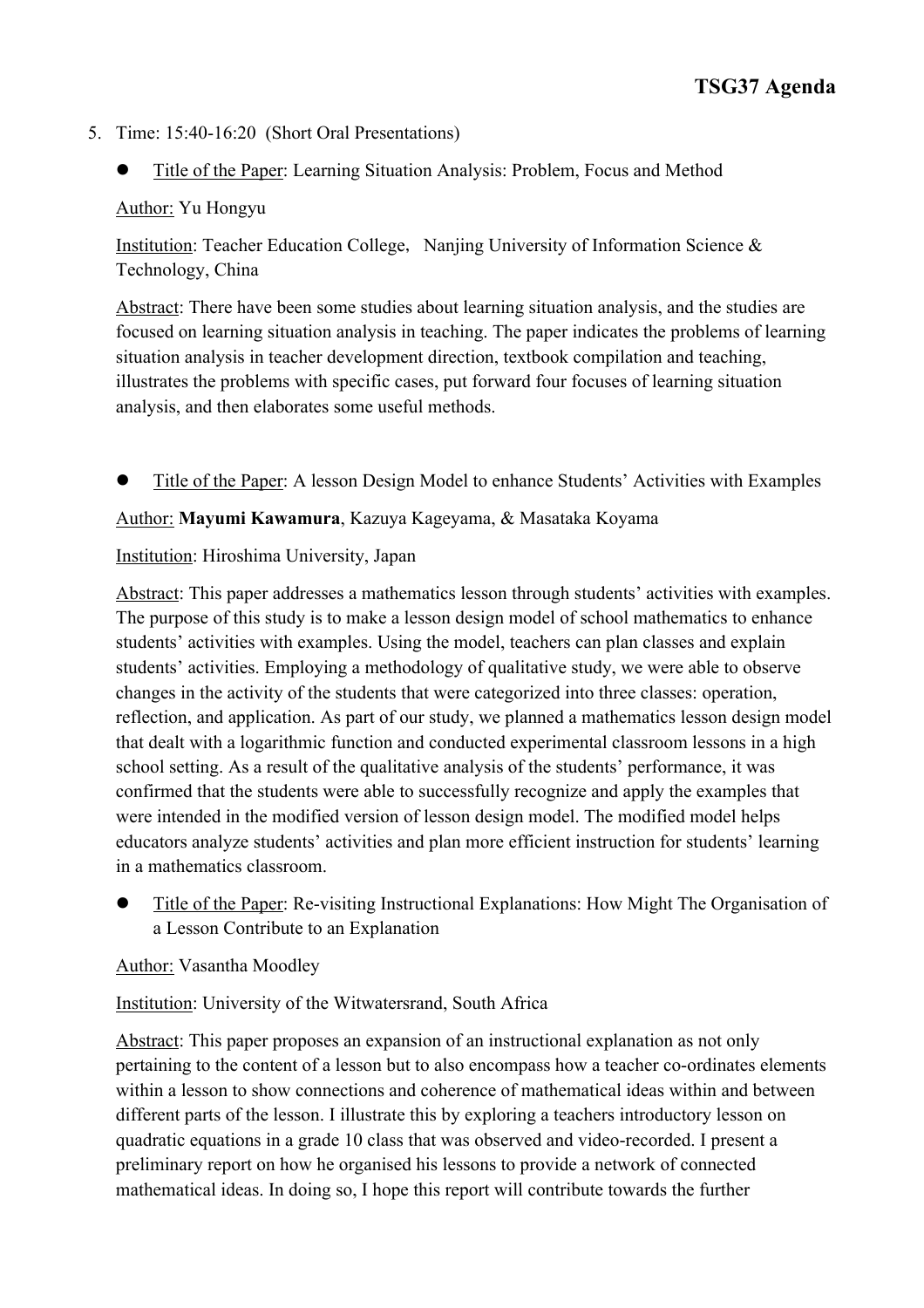5. Time: 15:40-16:20 (Short Oral Presentations)

- Title of the Paper: Learning Situation Analysis: Problem, Focus and Method

  Author: Yu Hongyu

  Institution: Teacher Education College, Nanjing University of Information Science & Technology, China

  Abstract: There have been some studies about learning situation analysis, and the studies are focused on learning situation analysis in teaching. The paper indicates the problems of learning situation analysis in teacher development direction, textbook compilation and teaching, illustrates the problems with specific cases, put forward four focuses of learning situation analysis, and then elaborates some useful methods.

- Title of the Paper: A lesson Design Model to enhance Students' Activities with Examples

  Author: **Mayumi Kawamura**, Kazuya Kageyama, & Masataka Koyama

  Institution: Hiroshima University, Japan

  Abstract: This paper addresses a mathematics lesson through students' activities with examples. The purpose of this study is to make a lesson design model of school mathematics to enhance students' activities with examples. Using the model, teachers can plan classes and explain students' activities. Employing a methodology of qualitative study, we were able to observe changes in the activity of the students that were categorized into three classes: operation, reflection, and application. As part of our study, we planned a mathematics lesson design model that dealt with a logarithmic function and conducted experimental classroom lessons in a high school setting. As a result of the qualitative analysis of the students' performance, it was confirmed that the students were able to successfully recognize and apply the examples that were intended in the modified version of lesson design model. The modified model helps educators analyze students' activities and plan more efficient instruction for students' learning in a mathematics classroom.

- Title of the Paper: Re-visiting Instructional Explanations: How Might The Organisation of a Lesson Contribute to an Explanation

  Author: Vasantha Moodley

  Institution: University of the Witwatersrand, South Africa

  Abstract: This paper proposes an expansion of an instructional explanation as not only pertaining to the content of a lesson but to also encompass how a teacher co-ordinates elements within a lesson to show connections and coherence of mathematical ideas within and between different parts of the lesson. I illustrate this by exploring a teachers introductory lesson on quadratic equations in a grade 10 class that was observed and video-recorded. I present a preliminary report on how he organised his lessons to provide a network of connected mathematical ideas. In doing so, I hope this report will contribute towards the further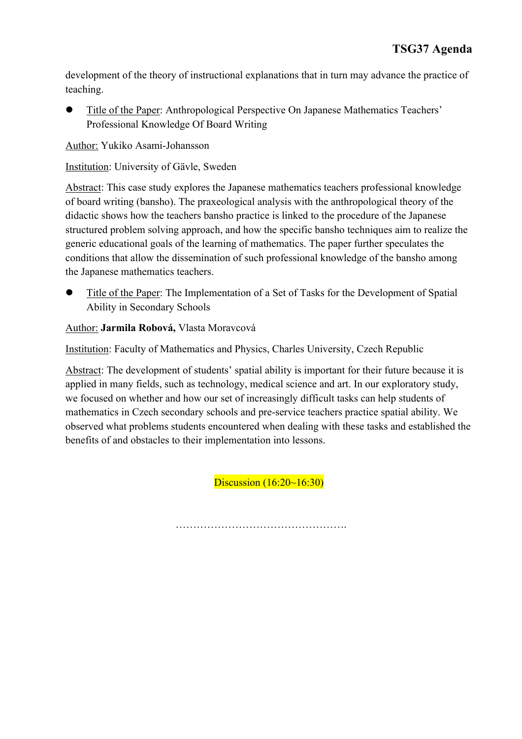development of the theory of instructional explanations that in turn may advance the practice of teaching.

- Title of the Paper: Anthropological Perspective On Japanese Mathematics Teachers' Professional Knowledge Of Board Writing

Author: Yukiko Asami-Johansson

Institution: University of Gävle, Sweden

Abstract: This case study explores the Japanese mathematics teachers professional knowledge of board writing (bansho). The praxeological analysis with the anthropological theory of the didactic shows how the teachers bansho practice is linked to the procedure of the Japanese structured problem solving approach, and how the specific bansho techniques aim to realize the generic educational goals of the learning of mathematics. The paper further speculates the conditions that allow the dissemination of such professional knowledge of the bansho among the Japanese mathematics teachers.

- Title of the Paper: The Implementation of a Set of Tasks for the Development of Spatial Ability in Secondary Schools

Author: **Jarmila Robová,** Vlasta Moravcová

Institution: Faculty of Mathematics and Physics, Charles University, Czech Republic

Abstract: The development of students' spatial ability is important for their future because it is applied in many fields, such as technology, medical science and art. In our exploratory study, we focused on whether and how our set of increasingly difficult tasks can help students of mathematics in Czech secondary schools and pre-service teachers practice spatial ability. We observed what problems students encountered when dealing with these tasks and established the benefits of and obstacles to their implementation into lessons.

Discussion (16:20~16:30)

………………………………………….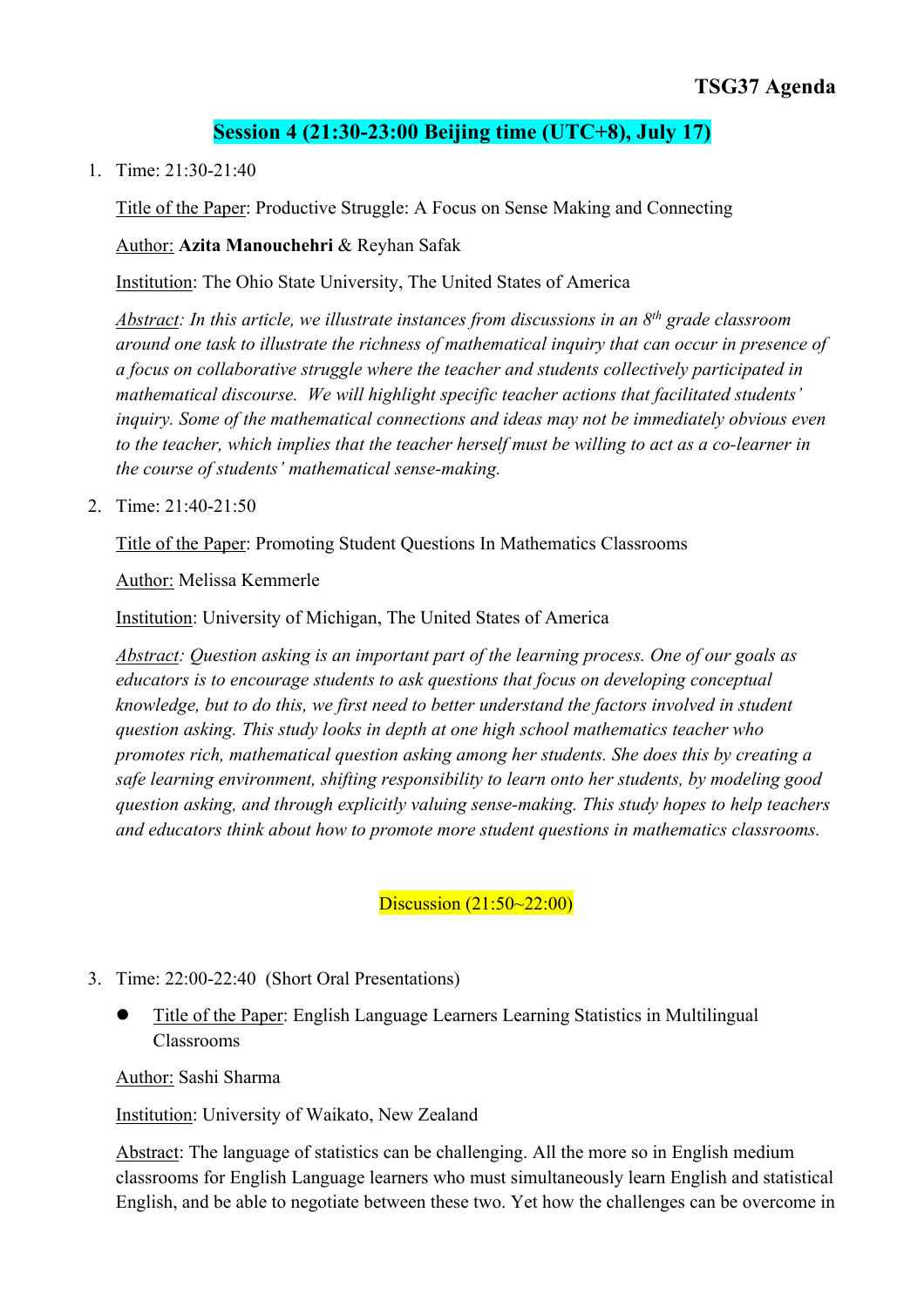# TSG37 Agenda

## Session 4 (21:30-23:00 Beijing time (UTC+8), July 17)

1. Time: 21:30-21:40

   Title of the Paper: Productive Struggle: A Focus on Sense Making and Connecting

   Author: **Azita Manouchehri** & Reyhan Safak

   Institution: The Ohio State University, The United States of America

   *Abstract: In this article, we illustrate instances from discussions in an 8th grade classroom around one task to illustrate the richness of mathematical inquiry that can occur in presence of a focus on collaborative struggle where the teacher and students collectively participated in mathematical discourse. We will highlight specific teacher actions that facilitated students' inquiry. Some of the mathematical connections and ideas may not be immediately obvious even to the teacher, which implies that the teacher herself must be willing to act as a co-learner in the course of students' mathematical sense-making.*

2. Time: 21:40-21:50

   Title of the Paper: Promoting Student Questions In Mathematics Classrooms

   Author: Melissa Kemmerle

   Institution: University of Michigan, The United States of America

   *Abstract: Question asking is an important part of the learning process. One of our goals as educators is to encourage students to ask questions that focus on developing conceptual knowledge, but to do this, we first need to better understand the factors involved in student question asking. This study looks in depth at one high school mathematics teacher who promotes rich, mathematical question asking among her students. She does this by creating a safe learning environment, shifting responsibility to learn onto her students, by modeling good question asking, and through explicitly valuing sense-making. This study hopes to help teachers and educators think about how to promote more student questions in mathematics classrooms.*

Discussion (21:50~22:00)

3. Time: 22:00-22:40 (Short Oral Presentations)

   - Title of the Paper: English Language Learners Learning Statistics in Multilingual Classrooms

   Author: Sashi Sharma

   Institution: University of Waikato, New Zealand

   Abstract: The language of statistics can be challenging. All the more so in English medium classrooms for English Language learners who must simultaneously learn English and statistical English, and be able to negotiate between these two. Yet how the challenges can be overcome in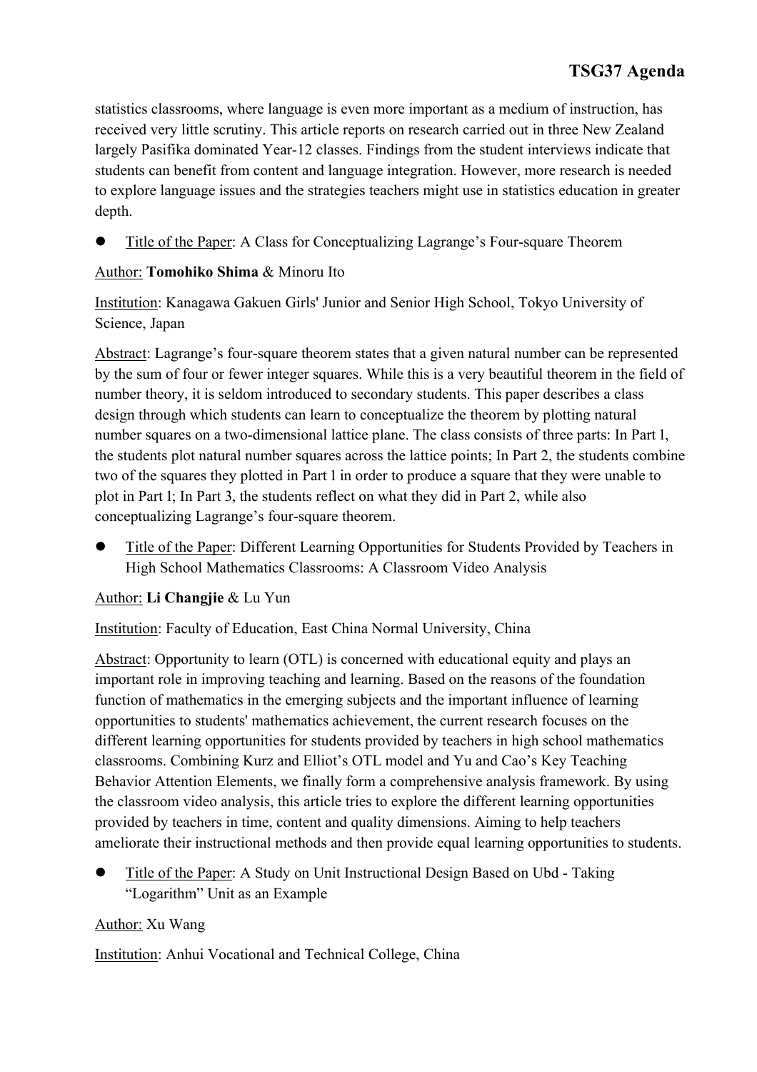statistics classrooms, where language is even more important as a medium of instruction, has received very little scrutiny. This article reports on research carried out in three New Zealand largely Pasifika dominated Year-12 classes. Findings from the student interviews indicate that students can benefit from content and language integration. However, more research is needed to explore language issues and the strategies teachers might use in statistics education in greater depth.

- Title of the Paper: A Class for Conceptualizing Lagrange's Four-square Theorem

Author: **Tomohiko Shima** & Minoru Ito

Institution: Kanagawa Gakuen Girls' Junior and Senior High School, Tokyo University of Science, Japan

Abstract: Lagrange's four-square theorem states that a given natural number can be represented by the sum of four or fewer integer squares. While this is a very beautiful theorem in the field of number theory, it is seldom introduced to secondary students. This paper describes a class design through which students can learn to conceptualize the theorem by plotting natural number squares on a two-dimensional lattice plane. The class consists of three parts: In Part l, the students plot natural number squares across the lattice points; In Part 2, the students combine two of the squares they plotted in Part l in order to produce a square that they were unable to plot in Part l; In Part 3, the students reflect on what they did in Part 2, while also conceptualizing Lagrange's four-square theorem.

- Title of the Paper: Different Learning Opportunities for Students Provided by Teachers in High School Mathematics Classrooms: A Classroom Video Analysis

Author: **Li Changjie** & Lu Yun

Institution: Faculty of Education, East China Normal University, China

Abstract: Opportunity to learn (OTL) is concerned with educational equity and plays an important role in improving teaching and learning. Based on the reasons of the foundation function of mathematics in the emerging subjects and the important influence of learning opportunities to students' mathematics achievement, the current research focuses on the different learning opportunities for students provided by teachers in high school mathematics classrooms. Combining Kurz and Elliot's OTL model and Yu and Cao's Key Teaching Behavior Attention Elements, we finally form a comprehensive analysis framework. By using the classroom video analysis, this article tries to explore the different learning opportunities provided by teachers in time, content and quality dimensions. Aiming to help teachers ameliorate their instructional methods and then provide equal learning opportunities to students.

- Title of the Paper: A Study on Unit Instructional Design Based on Ubd - Taking "Logarithm" Unit as an Example

Author: Xu Wang

Institution: Anhui Vocational and Technical College, China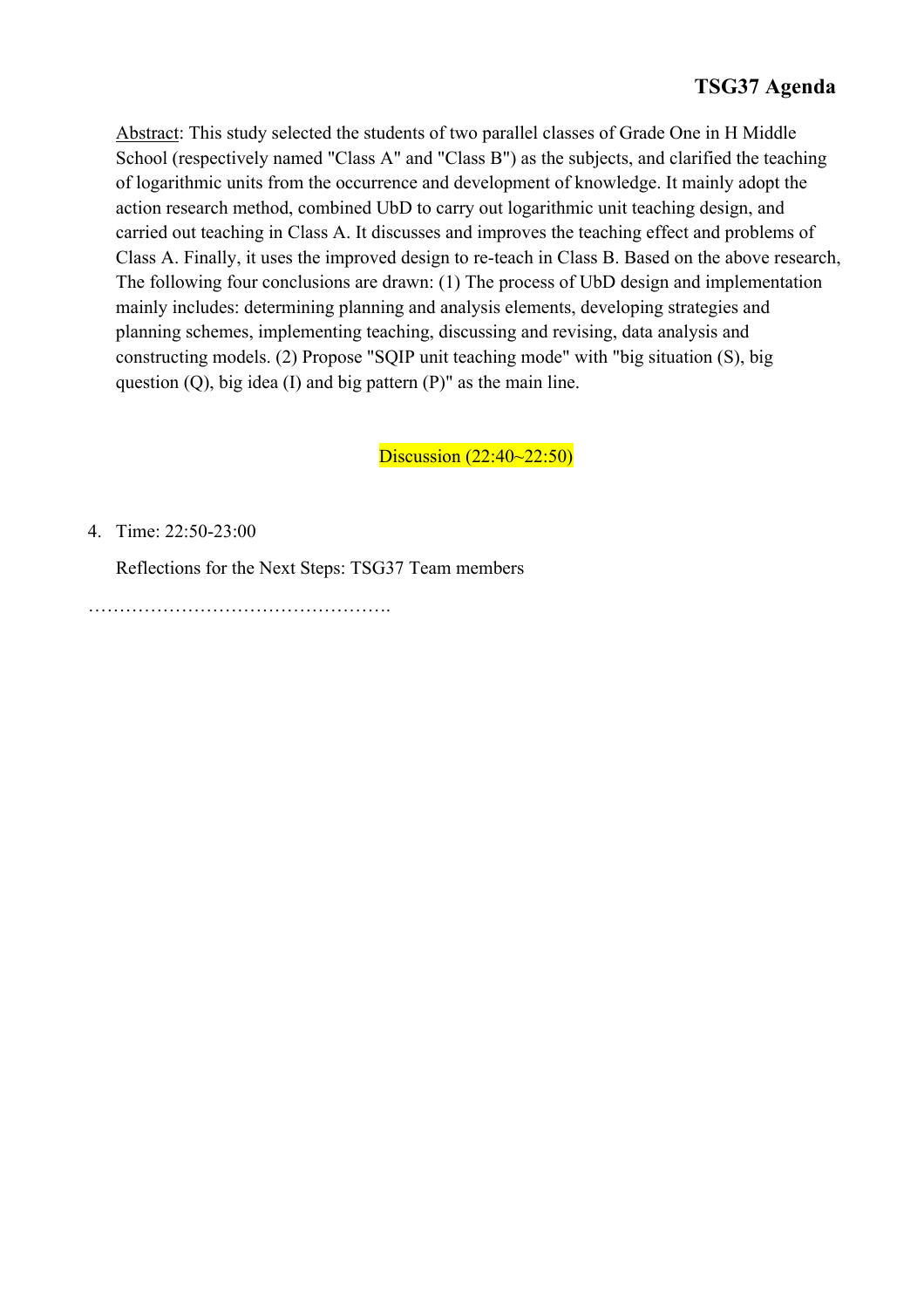Abstract: This study selected the students of two parallel classes of Grade One in H Middle School (respectively named "Class A" and "Class B") as the subjects, and clarified the teaching of logarithmic units from the occurrence and development of knowledge. It mainly adopt the action research method, combined UbD to carry out logarithmic unit teaching design, and carried out teaching in Class A. It discusses and improves the teaching effect and problems of Class A. Finally, it uses the improved design to re-teach in Class B. Based on the above research, The following four conclusions are drawn: (1) The process of UbD design and implementation mainly includes: determining planning and analysis elements, developing strategies and planning schemes, implementing teaching, discussing and revising, data analysis and constructing models. (2) Propose "SQIP unit teaching mode" with "big situation (S), big question (Q), big idea (I) and big pattern (P)" as the main line.

Discussion (22:40~22:50)

4. Time: 22:50-23:00

   Reflections for the Next Steps: TSG37 Team members

…………………………………………